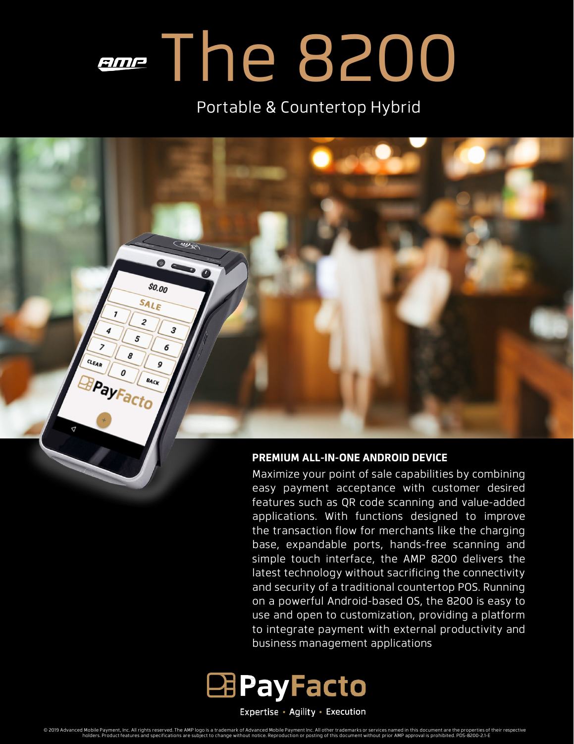# AMP The 8200

Portable & Countertop Hybrid

## PREMIUM ALL-IN-ONE ANDROID DEVICE

Maximize your point of sale capabilities by combining easy payment acceptance with customer desired features such as QR code scanning and value-added applications. With functions designed to improve the transaction flow for merchants like the charging base, expandable ports, hands-free scanning and simple touch interface, the AMP 8200 delivers the latest technology without sacrificing the connectivity and security of a traditional countertop POS. Running on a powerful Android-based OS, the 8200 is easy to use and open to customization, providing a platform to integrate payment with external productivity and business management applications

PayFacto

Expertise • Agility • Execution

© 2019 Advanced Mobile Payment, Inc. All rights reserved. The AMP logo is a trademark of Advanced Mobile Payment Inc. All other trademarks or services named in this document are the properties of their respective holders. Product features and specifications are subject to change without notice. Reproduction or posting of this document without prior AMP approval is prohibited. PDS-8200-2.1-E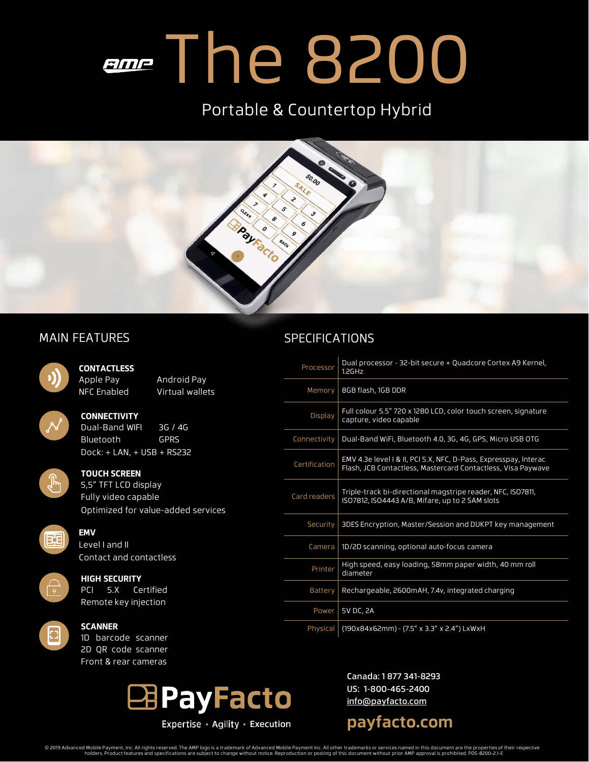# AMP The 8200

Portable & Countertop Hybrid

## MAIN FEATURES

**CONTACTLESS**
Apple Pay
Android Pay
NFC Enabled
Virtual wallets

**CONNECTIVITY**
Dual-Band WIFI
3G / 4G
Bluetooth
GPRS
Dock: + LAN, + USB + RS232

**TOUCH SCREEN**
5,5" TFT LCD display
Fully video capable
Optimized for value-added services

**EMV**
Level I and II
Contact and contactless

**HIGH SECURITY**
PCI 5.X Certified
Remote key injection

**SCANNER**
1D barcode scanner
2D QR code scanner
Front & rear cameras

## SPECIFICATIONS

| | |
|---|---|
| Processor | Dual processor - 32-bit secure + Quadcore Cortex A9 Kernel, 1.2GHz |
| Memory | 8GB flash, 1GB DDR |
| Display | Full colour 5.5" 720 x 1280 LCD, color touch screen, signature capture, video capable |
| Connectivity | Dual-Band WiFi, Bluetooth 4.0, 3G, 4G, GPS, Micro USB OTG |
| Certification | EMV 4.3e level I & II, PCI 5.X, NFC, D-Pass, Expresspay, Interac Flash, JCB Contactless, Mastercard Contactless, Visa Paywave |
| Card readers | Triple-track bi-directional magstripe reader, NFC, ISO7811, ISO7812, ISO4443 A/B, Mifare, up to 2 SAM slots |
| Security | 3DES Encryption, Master/Session and DUKPT key management |
| Camera | 1D/2D scanning, optional auto-focus camera |
| Printer | High speed, easy loading, 58mm paper width, 40 mm roll diameter |
| Battery | Rechargeable, 2600mAH, 7.4v, integrated charging |
| Power | 5V DC, 2A |
| Physical | (190x84x62mm) - (7.5" x 3.3" x 2.4") LxWxH |

**PayFacto**
Expertise • Agility • Execution

Canada: 1 877 341-8293
US: 1-800-465-2400
info@payfacto.com
**payfacto.com**

© 2019 Advanced Mobile Payment, Inc. All rights reserved. The AMP logo is a trademark of Advanced Mobile Payment Inc. All other trademarks or services named in this document are the properties of their respective holders. Product features and specifications are subject to change without notice. Reproduction or posting of this document without prior AMP approval is prohibited. PDS-8200-2.1-E